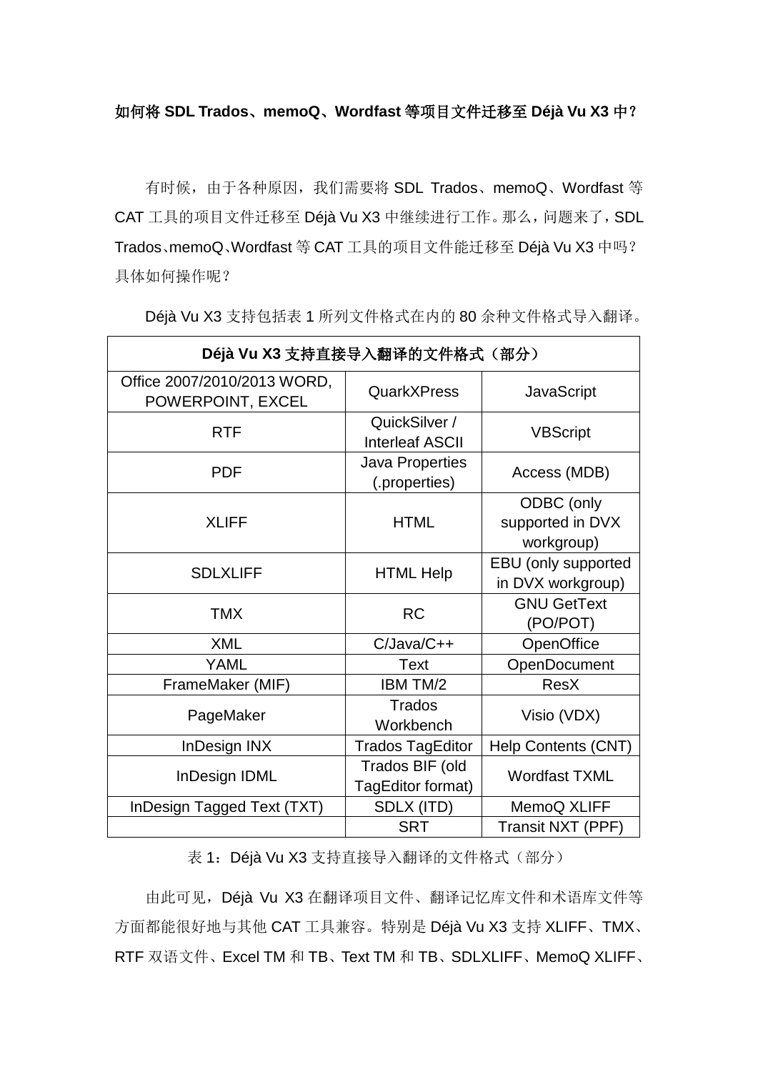**如何将 SDL Trados、memoQ、Wordfast 等项目文件迁移至 Déjà Vu X3 中？**

有时候，由于各种原因，我们需要将 SDL Trados、memoQ、Wordfast 等 CAT 工具的项目文件迁移至 Déjà Vu X3 中继续进行工作。那么，问题来了，SDL Trados、memoQ、Wordfast 等 CAT 工具的项目文件能迁移至 Déjà Vu X3 中吗？具体如何操作呢？

Déjà Vu X3 支持包括表 1 所列文件格式在内的 80 余种文件格式导入翻译。

| **Déjà Vu X3 支持直接导入翻译的文件格式（部分）** | | |
|---|---|---|
| Office 2007/2010/2013 WORD, POWERPOINT, EXCEL | QuarkXPress | JavaScript |
| RTF | QuickSilver / Interleaf ASCII | VBScript |
| PDF | Java Properties (.properties) | Access (MDB) |
| XLIFF | HTML | ODBC (only supported in DVX workgroup) |
| SDLXLIFF | HTML Help | EBU (only supported in DVX workgroup) |
| TMX | RC | GNU GetText (PO/POT) |
| XML | C/Java/C++ | OpenOffice |
| YAML | Text | OpenDocument |
| FrameMaker (MIF) | IBM TM/2 | ResX |
| PageMaker | Trados Workbench | Visio (VDX) |
| InDesign INX | Trados TagEditor | Help Contents (CNT) |
| InDesign IDML | Trados BIF (old TagEditor format) | Wordfast TXML |
| InDesign Tagged Text (TXT) | SDLX (ITD) | MemoQ XLIFF |
| | SRT | Transit NXT (PPF) |

表 1：Déjà Vu X3 支持直接导入翻译的文件格式（部分）

由此可见，Déjà Vu X3 在翻译项目文件、翻译记忆库文件和术语库文件等方面都能很好地与其他 CAT 工具兼容。特别是 Déjà Vu X3 支持 XLIFF、TMX、RTF 双语文件、Excel TM 和 TB、Text TM 和 TB、SDLXLIFF、MemoQ XLIFF、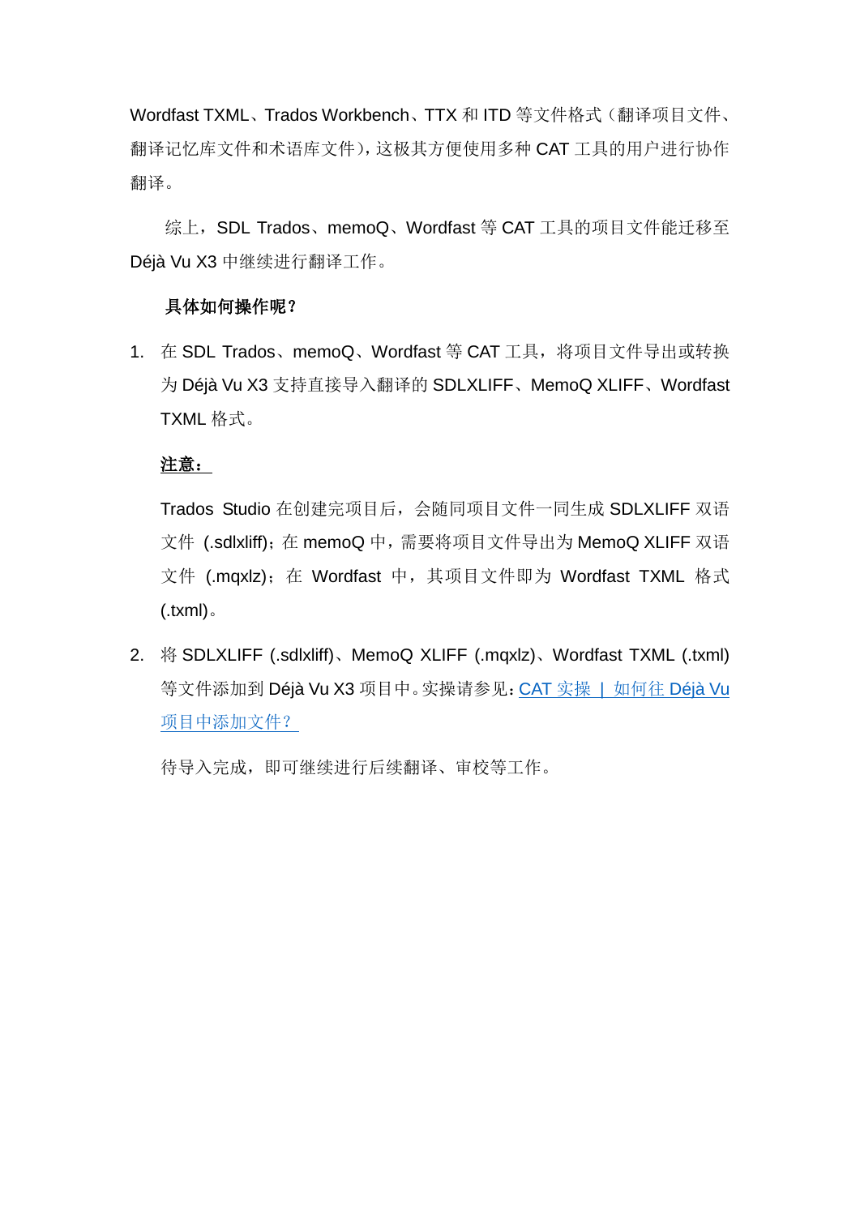Wordfast TXML、Trados Workbench、TTX 和 ITD 等文件格式（翻译项目文件、翻译记忆库文件和术语库文件），这极其方便使用多种 CAT 工具的用户进行协作翻译。

综上，SDL Trados、memoQ、Wordfast 等 CAT 工具的项目文件能迁移至 Déjà Vu X3 中继续进行翻译工作。

**具体如何操作呢？**

1. 在 SDL Trados、memoQ、Wordfast 等 CAT 工具，将项目文件导出或转换为 Déjà Vu X3 支持直接导入翻译的 SDLXLIFF、MemoQ XLIFF、Wordfast TXML 格式。

   **注意：**

   Trados Studio 在创建完项目后，会随同项目文件一同生成 SDLXLIFF 双语文件 (.sdlxliff)；在 memoQ 中，需要将项目文件导出为 MemoQ XLIFF 双语文件 (.mqxlz)；在 Wordfast 中，其项目文件即为 Wordfast TXML 格式 (.txml)。

2. 将 SDLXLIFF (.sdlxliff)、MemoQ XLIFF (.mqxlz)、Wordfast TXML (.txml) 等文件添加到 Déjà Vu X3 项目中。实操请参见：CAT 实操 ｜ 如何往 Déjà Vu 项目中添加文件？

   待导入完成，即可继续进行后续翻译、审校等工作。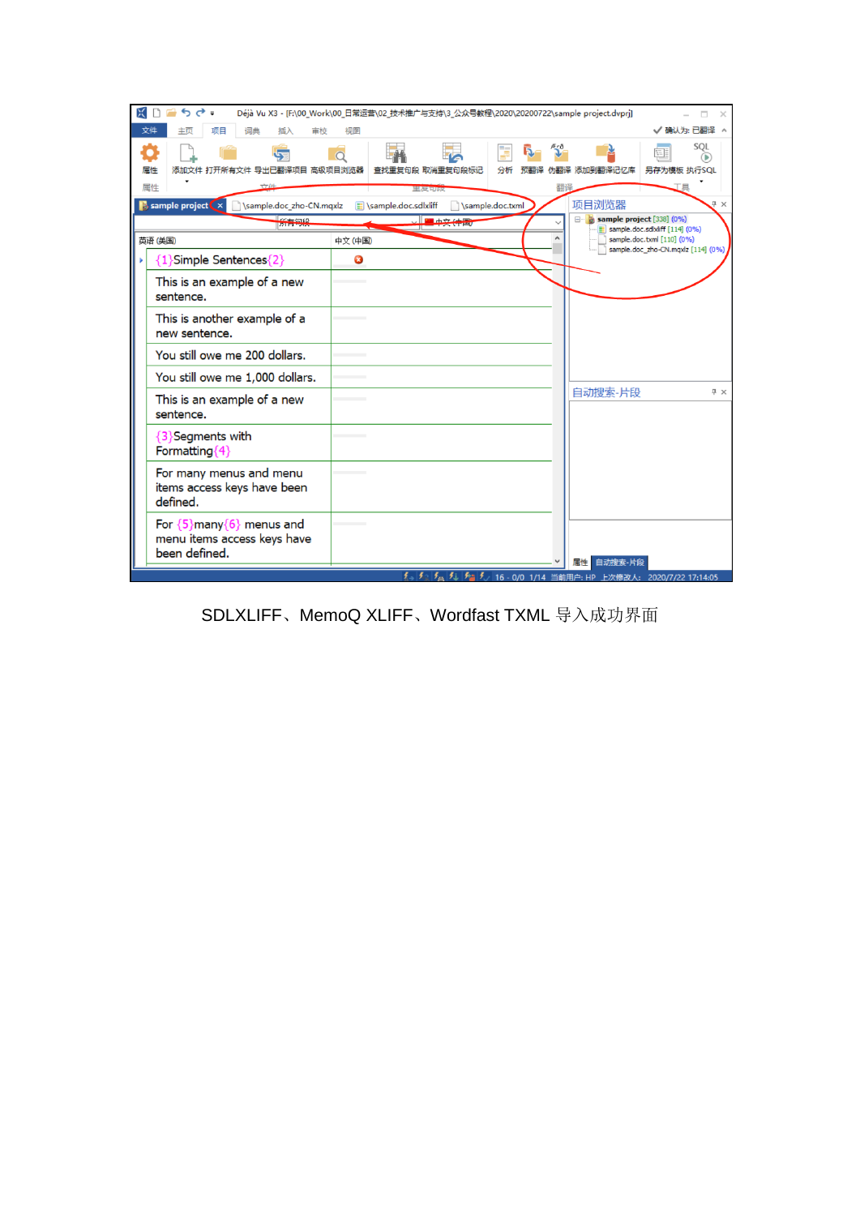SDLXLIFF、MemoQ XLIFF、Wordfast TXML 导入成功界面